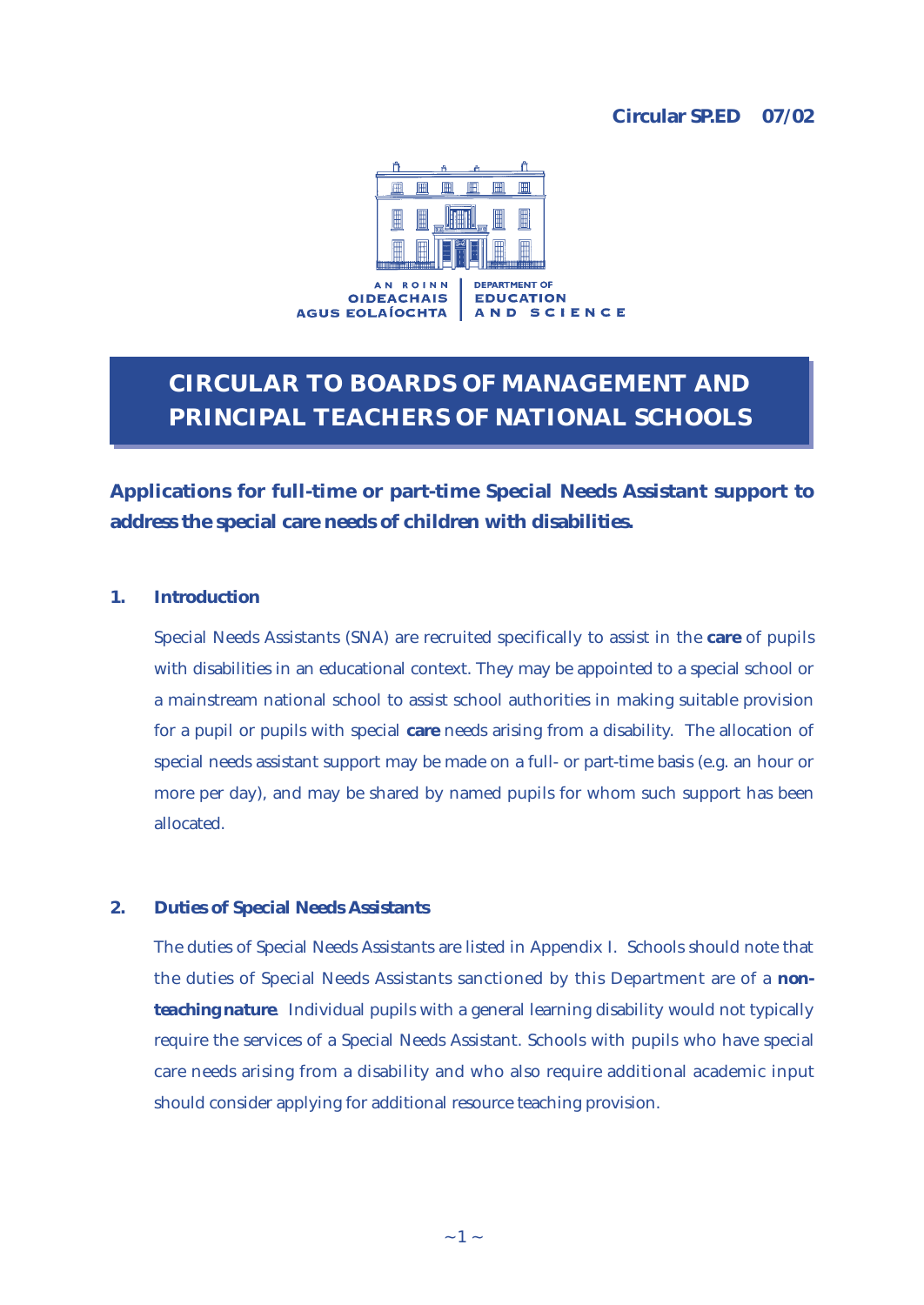**Circular SP.ED 07/02**

AN ROINN OIDEACHAIS AGUS EOLAÍOCHTA | DEPARTMENT OF EDUCATION AND SCIENCE

# CIRCULAR TO BOARDS OF MANAGEMENT AND PRINCIPAL TEACHERS OF NATIONAL SCHOOLS

## Applications for full-time or part-time Special Needs Assistant support to address the special care needs of children with disabilities.

### 1. Introduction

Special Needs Assistants (SNA) are recruited specifically to assist in the **care** of pupils with disabilities in an educational context. They may be appointed to a special school or a mainstream national school to assist school authorities in making suitable provision for a pupil or pupils with special **care** needs arising from a disability. The allocation of special needs assistant support may be made on a full- or part-time basis (e.g. an hour or more per day), and may be shared by named pupils for whom such support has been allocated.

### 2. Duties of Special Needs Assistants

The duties of Special Needs Assistants are listed in Appendix I. Schools should note that the duties of Special Needs Assistants sanctioned by this Department are of a **non-teaching nature**. Individual pupils with a general learning disability would not typically require the services of a Special Needs Assistant. Schools with pupils who have special care needs arising from a disability and who also require additional academic input should consider applying for additional resource teaching provision.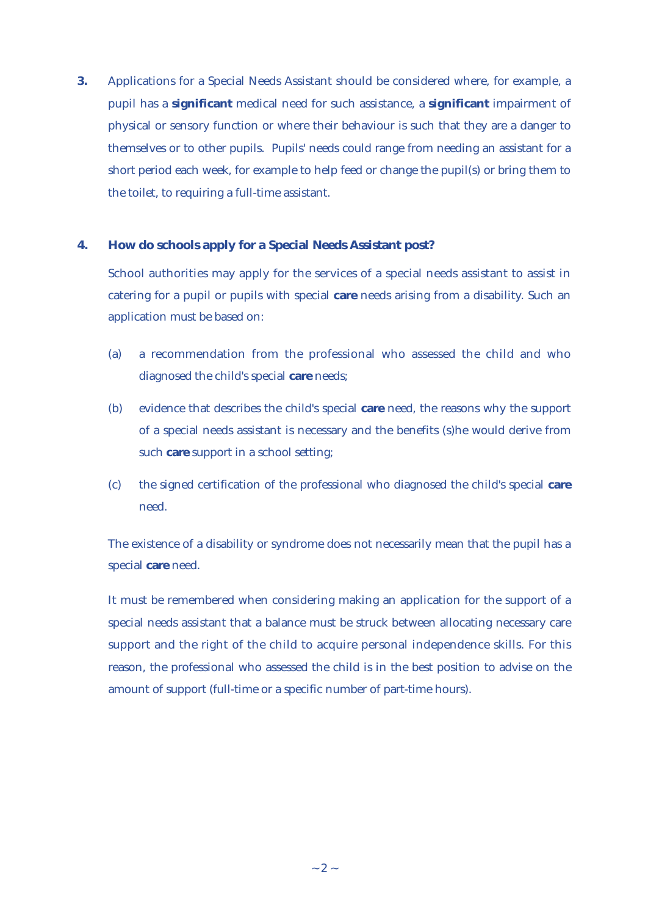**3.** Applications for a Special Needs Assistant should be considered where, for example, a pupil has a **significant** medical need for such assistance, a **significant** impairment of physical or sensory function or where their behaviour is such that they are a danger to themselves or to other pupils. Pupils' needs could range from needing an assistant for a short period each week, for example to help feed or change the pupil(s) or bring them to the toilet, to requiring a full-time assistant.

### 4. How do schools apply for a Special Needs Assistant post?

School authorities may apply for the services of a special needs assistant to assist in catering for a pupil or pupils with special **care** needs arising from a disability. Such an application must be based on:

(a) a recommendation from the professional who assessed the child and who diagnosed the child's special **care** needs;

(b) evidence that describes the child's special **care** need, the reasons why the support of a special needs assistant is necessary and the benefits (s)he would derive from such **care** support in a school setting;

(c) the signed certification of the professional who diagnosed the child's special **care** need.

The existence of a disability or syndrome does not necessarily mean that the pupil has a special **care** need.

It must be remembered when considering making an application for the support of a special needs assistant that a balance must be struck between allocating necessary care support and the right of the child to acquire personal independence skills. For this reason, the professional who assessed the child is in the best position to advise on the amount of support (full-time or a specific number of part-time hours).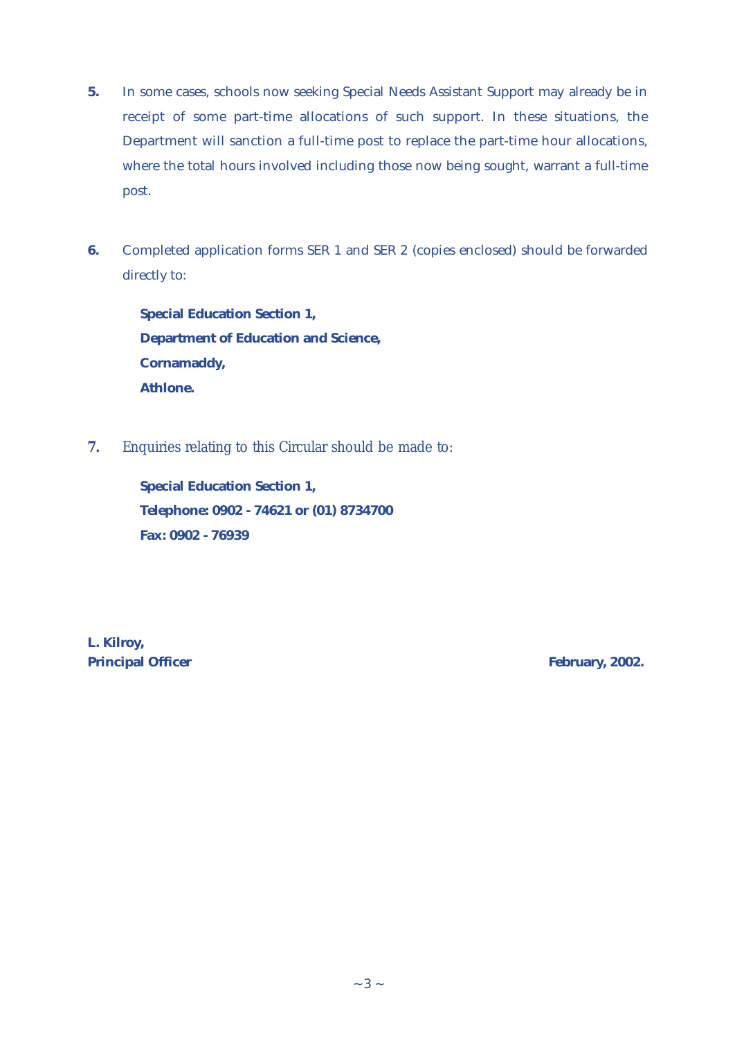**5.** In some cases, schools now seeking Special Needs Assistant Support may already be in receipt of some part-time allocations of such support. In these situations, the Department will sanction a full-time post to replace the part-time hour allocations, where the total hours involved including those now being sought, warrant a full-time post.

**6.** Completed application forms SER 1 and SER 2 (copies enclosed) should be forwarded directly to:

> **Special Education Section 1,**
> **Department of Education and Science,**
> **Cornamaddy,**
> **Athlone.**

**7.** Enquiries relating to this Circular should be made to:

> **Special Education Section 1,**
> **Telephone: 0902 - 74621 or (01) 8734700**
> **Fax: 0902 - 76939**

**L. Kilroy,**
**Principal Officer**

**February, 2002.**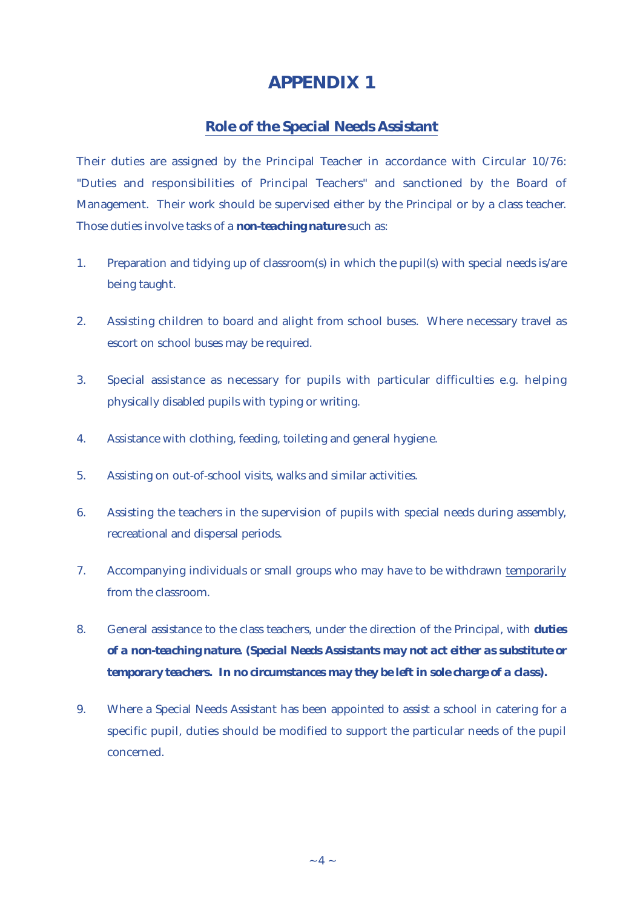# APPENDIX 1

## Role of the Special Needs Assistant

Their duties are assigned by the Principal Teacher in accordance with Circular 10/76: "Duties and responsibilities of Principal Teachers" and sanctioned by the Board of Management. Their work should be supervised either by the Principal or by a class teacher. Those duties involve tasks of a **non-teaching nature** such as:

1. Preparation and tidying up of classroom(s) in which the pupil(s) with special needs is/are being taught.

2. Assisting children to board and alight from school buses. Where necessary travel as escort on school buses may be required.

3. Special assistance as necessary for pupils with particular difficulties e.g. helping physically disabled pupils with typing or writing.

4. Assistance with clothing, feeding, toileting and general hygiene.

5. Assisting on out-of-school visits, walks and similar activities.

6. Assisting the teachers in the supervision of pupils with special needs during assembly, recreational and dispersal periods.

7. Accompanying individuals or small groups who may have to be withdrawn <u>temporarily</u> from the classroom.

8. General assistance to the class teachers, under the direction of the Principal, with **duties of a non-teaching nature. (Special Needs Assistants may not act either as substitute or temporary teachers. In no circumstances may they be left in sole charge of a class).**

9. Where a Special Needs Assistant has been appointed to assist a school in catering for a specific pupil, duties should be modified to support the particular needs of the pupil concerned.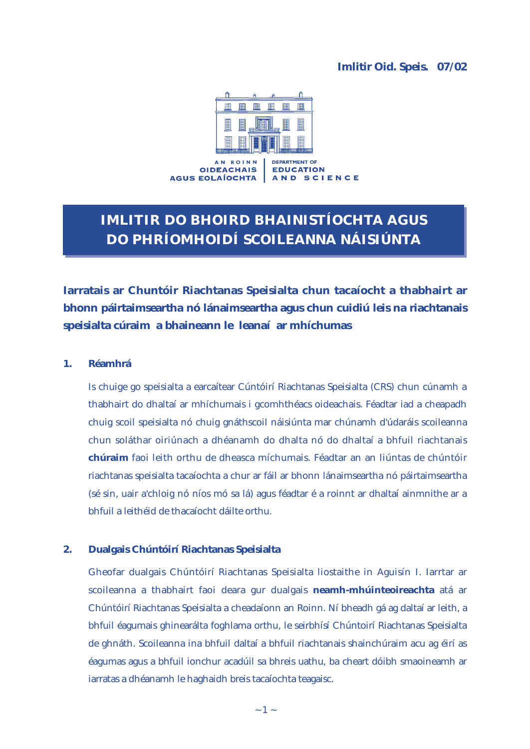**Imlitir Oid. Speis. 07/02**

AN ROINN OIDEACHAIS AGUS EOLAÍOCHTA | DEPARTMENT OF EDUCATION AND SCIENCE

# IMLITIR DO BHOIRD BHAINISTÍOCHTA AGUS DO PHRÍOMHOIDÍ SCOILEANNA NÁISIÚNTA

**Iarratais ar Chuntóir Riachtanas Speisialta chun tacaíocht a thabhairt ar bhonn páirtaimseartha nó lánaimseartha agus chun cuidiú leis na riachtanais speisialta cúraim a bhaineann le leanaí ar mhíchumas**

## 1. Réamhrá

Is chuige go speisialta a earcaítear Cúntóirí Riachtanas Speisialta (CRS) chun cúnamh a thabhairt do dhaltaí ar mhíchumais i gcomhthéacs oideachais. Féadtar iad a cheapadh chuig scoil speisialta nó chuig gnáthscoil náisiúnta mar chúnamh d'údaráis scoileanna chun soláthar oiriúnach a dhéanamh do dhalta nó do dhaltaí a bhfuil riachtanais **chúraim** faoi leith orthu de dheasca míchumais. Féadtar an an liúntas de chúntóir riachtanas speisialta tacaíochta a chur ar fáil ar bhonn lánaimseartha nó páirtaimseartha (sé sin, uair a'chloig nó níos mó sa lá) agus féadtar é a roinnt ar dhaltaí ainmnithe ar a bhfuil a leithéid de thacaíocht dáilte orthu.

## 2. Dualgais Chúntóirí Riachtanas Speisialta

Gheofar dualgais Chúntóirí Riachtanas Speisialta liostaithe in Aguisín I. Iarrtar ar scoileanna a thabhairt faoi deara gur dualgais **neamh-mhúinteoireachta** atá ar Chúntóirí Riachtanas Speisialta a cheadaíonn an Roinn. Ní bheadh gá ag daltaí ar leith, a bhfuil éagumais ghinearálta foghlama orthu, le seirbhísí Chúntoirí Riachtanas Speisialta de ghnáth. Scoileanna ina bhfuil daltaí a bhfuil riachtanais shainchúraim acu ag éirí as éagumas agus a bhfuil ionchur acadúil sa bhreis uathu, ba cheart dóibh smaoineamh ar iarratas a dhéanamh le haghaidh breis tacaíochta teagaisc.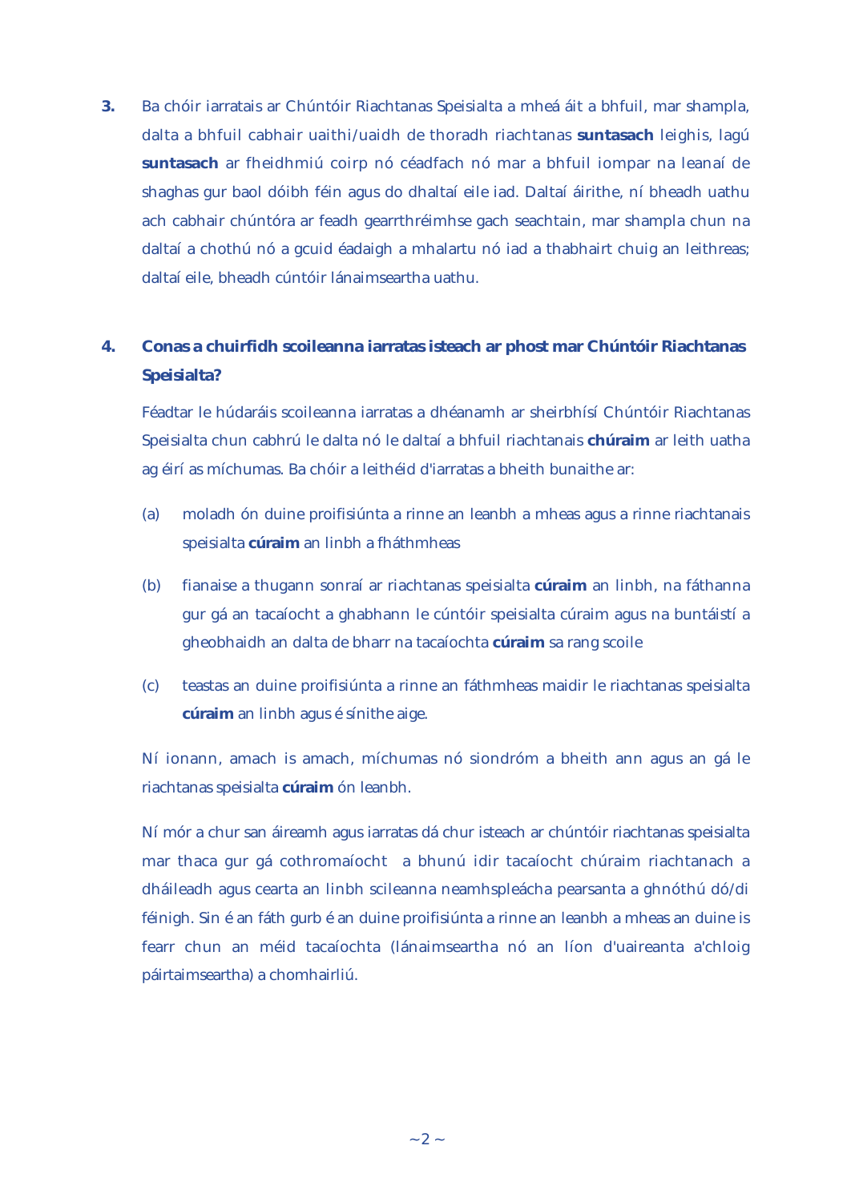3. Ba chóir iarratais ar Chúntóir Riachtanas Speisialta a mheá áit a bhfuil, mar shampla, dalta a bhfuil cabhair uaithi/uaidh de thoradh riachtanas **suntasach** leighis, lagú **suntasach** ar fheidhmiú coirp nó céadfach nó mar a bhfuil iompar na leanaí de shaghas gur baol dóibh féin agus do dhaltaí eile iad. Daltaí áirithe, ní bheadh uathu ach cabhair chúntóra ar feadh gearrthréimhse gach seachtain, mar shampla chun na daltaí a chothú nó a gcuid éadaigh a mhalartu nó iad a thabhairt chuig an leithreas; daltaí eile, bheadh cúntóir lánaimseartha uathu.

4. **Conas a chuirfidh scoileanna iarratas isteach ar phost mar Chúntóir Riachtanas Speisialta?**

   Féadtar le húdaráis scoileanna iarratas a dhéanamh ar sheirbhísí Chúntóir Riachtanas Speisialta chun cabhrú le dalta nó le daltaí a bhfuil riachtanais **chúraim** ar leith uatha ag éirí as míchumas. Ba chóir a leithéid d'iarratas a bheith bunaithe ar:

   (a) moladh ón duine proifisiúnta a rinne an leanbh a mheas agus a rinne riachtanais speisialta **cúraim** an linbh a fháthmheas

   (b) fianaise a thugann sonraí ar riachtanas speisialta **cúraim** an linbh, na fáthanna gur gá an tacaíocht a ghabhann le cúntóir speisialta cúraim agus na buntáistí a gheobhaidh an dalta de bharr na tacaíochta **cúraim** sa rang scoile

   (c) teastas an duine proifisiúnta a rinne an fáthmheas maidir le riachtanas speisialta **cúraim** an linbh agus é sínithe aige.

   Ní ionann, amach is amach, míchumas nó siondróm a bheith ann agus an gá le riachtanas speisialta **cúraim** ón leanbh.

   Ní mór a chur san áireamh agus iarratas dá chur isteach ar chúntóir riachtanas speisialta mar thaca gur gá cothromaíocht a bhunú idir tacaíocht chúraim riachtanach a dháileadh agus cearta an linbh scileanna neamhspleácha pearsanta a ghnóthú dó/di féinigh. Sin é an fáth gurb é an duine proifisiúnta a rinne an leanbh a mheas an duine is fearr chun an méid tacaíochta (lánaimseartha nó an líon d'uaireanta a'chloig páirtaimseartha) a chomhairliú.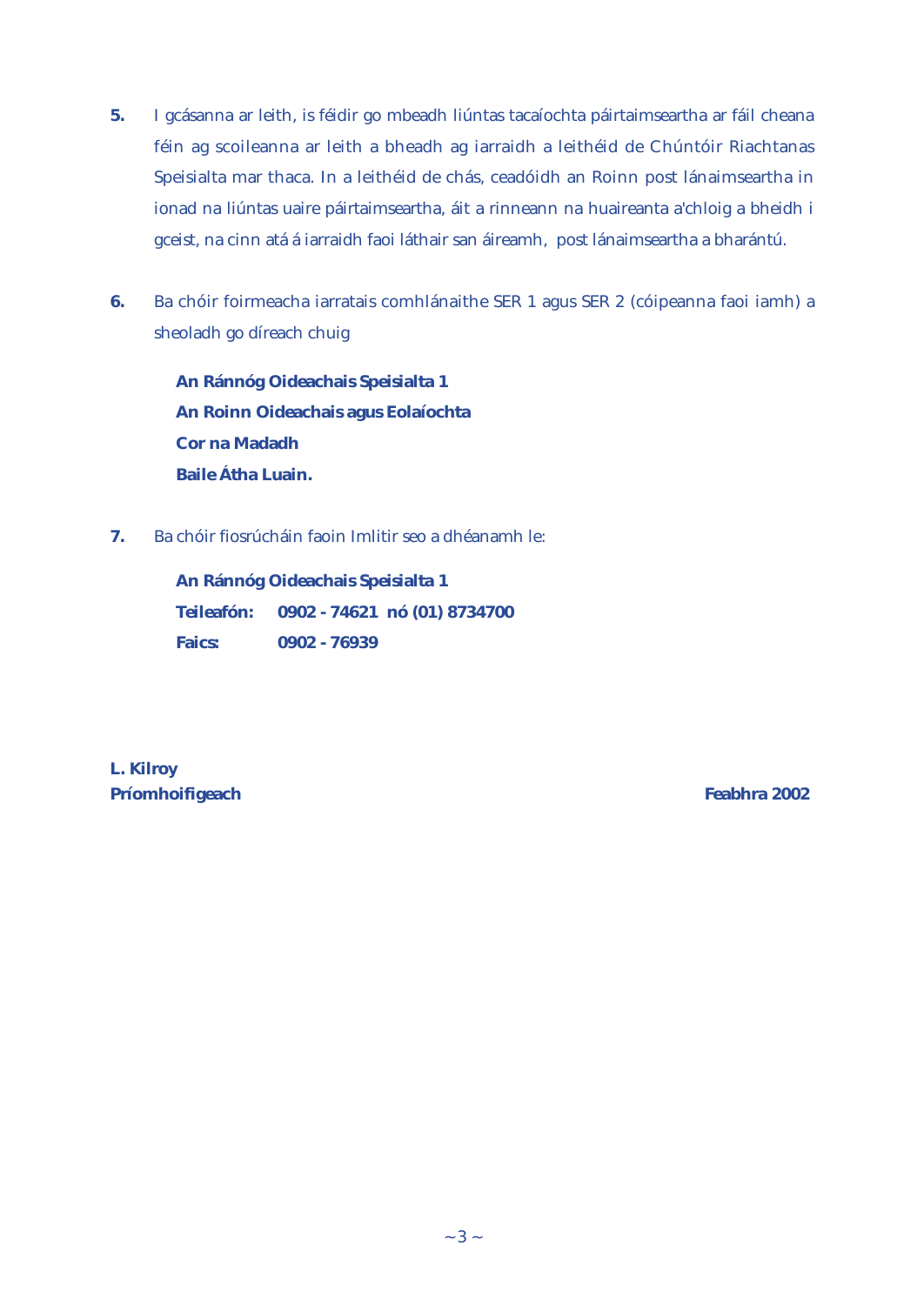5. I gcásanna ar leith, is féidir go mbeadh liúntas tacaíochta páirtaimseartha ar fáil cheana féin ag scoileanna ar leith a bheadh ag iarraidh a leithéid de Chúntóir Riachtanas Speisialta mar thaca. In a leithéid de chás, ceadóidh an Roinn post lánaimseartha in ionad na liúntas uaire páirtaimseartha, áit a rinneann na huaireanta a'chloig a bheidh i gceist, na cinn atá á iarraidh faoi láthair san áireamh, post lánaimseartha a bharántú.

6. Ba chóir foirmeacha iarratais comhlánaithe SER 1 agus SER 2 (cóipeanna faoi iamh) a sheoladh go díreach chuig

   **An Ránnóg Oideachais Speisialta 1**
   **An Roinn Oideachais agus Eolaíochta**
   **Cor na Madadh**
   **Baile Átha Luain.**

7. Ba chóir fiosrúcháin faoin Imlitir seo a dhéanamh le:

   **An Ránnóg Oideachais Speisialta 1**
   **Teileafón:** **0902 - 74621 nó (01) 8734700**
   **Faics:** **0902 - 76939**

**L. Kilroy**
**Príomhoifigeach**

**Feabhra 2002**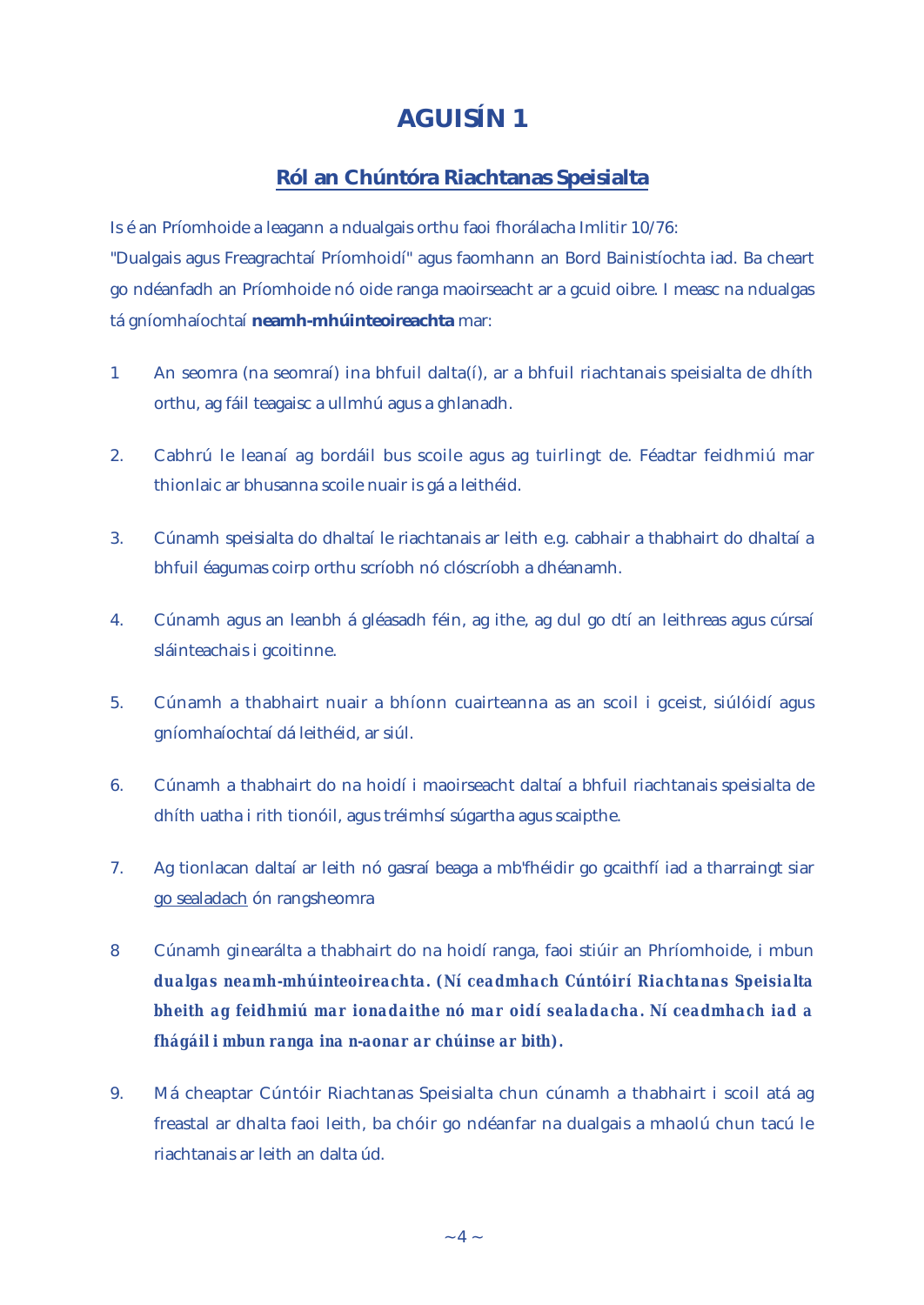# AGUISÍN 1

## Ról an Chúntóra Riachtanas Speisialta

Is é an Príomhoide a leagann a ndualgais orthu faoi fhorálacha Imlitir 10/76: "Dualgais agus Freagrachtaí Príomhoidí" agus faomhann an Bord Bainistíochta iad. Ba cheart go ndéanfadh an Príomhoide nó oide ranga maoirseacht ar a gcuid oibre. I measc na ndualgas tá gníomhaíochtaí **neamh-mhúinteoireachta** mar:

1. An seomra (na seomraí) ina bhfuil dalta(í), ar a bhfuil riachtanais speisialta de dhíth orthu, ag fáil teagaisc a ullmhú agus a ghlanadh.

2. Cabhrú le leanaí ag bordáil bus scoile agus ag tuirlingt de. Féadtar feidhmiú mar thionlaic ar bhusanna scoile nuair is gá a leithéid.

3. Cúnamh speisialta do dhaltaí le riachtanais ar leith e.g. cabhair a thabhairt do dhaltaí a bhfuil éagumas coirp orthu scríobh nó clóscríobh a dhéanamh.

4. Cúnamh agus an leanbh á gléasadh féin, ag ithe, ag dul go dtí an leithreas agus cúrsaí sláinteachais i gcoitinne.

5. Cúnamh a thabhairt nuair a bhíonn cuairteanna as an scoil i gceist, siúlóidí agus gníomhaíochtaí dá leithéid, ar siúl.

6. Cúnamh a thabhairt do na hoidí i maoirseacht daltaí a bhfuil riachtanais speisialta de dhíth uatha i rith tionóil, agus tréimhsí súgartha agus scaipthe.

7. Ag tionlacan daltaí ar leith nó gasraí beaga a mb'fhéidir go gcaithfí iad a tharraingt siar <u>go sealadach</u> ón rangsheomra

8. Cúnamh ginearálta a thabhairt do na hoidí ranga, faoi stiúir an Phríomhoide, i mbun **dualgas neamh-mhúinteoireachta. (Ní ceadmhach Cúntóirí Riachtanas Speisialta bheith ag feidhmiú mar ionadaithe nó mar oidí sealadacha. Ní ceadmhach iad a fhágáil i mbun ranga ina n-aonar ar chúinse ar bith).**

9. Má cheaptar Cúntóir Riachtanas Speisialta chun cúnamh a thabhairt i scoil atá ag freastal ar dhalta faoi leith, ba chóir go ndéanfar na dualgais a mhaolú chun tacú le riachtanais ar leith an dalta úd.